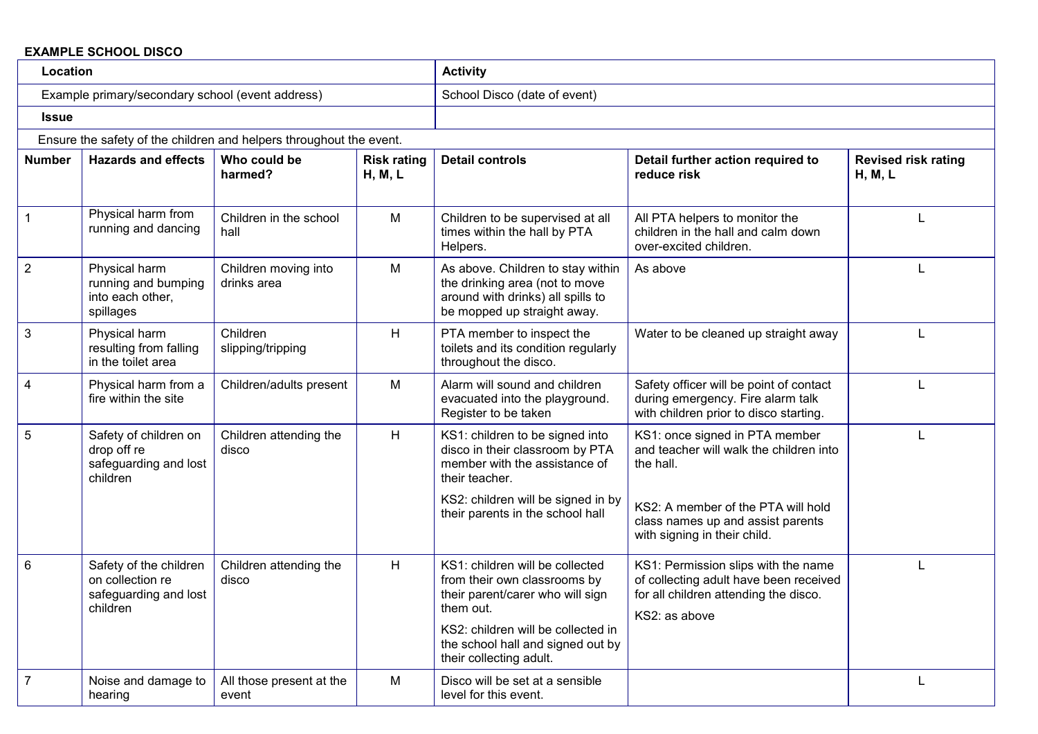**EXAMPLE SCHOOL DISCO**

| **Location** | **Activity** |
|---|---|
| Example primary/secondary school (event address) | School Disco (date of event) |
| **Issue** | |
| Ensure the safety of the children and helpers throughout the event. | |

| Number | Hazards and effects | Who could be harmed? | Risk rating H, M, L | Detail controls | Detail further action required to reduce risk | Revised risk rating H, M, L |
|---|---|---|---|---|---|---|
| 1 | Physical harm from running and dancing | Children in the school hall | M | Children to be supervised at all times within the hall by PTA Helpers. | All PTA helpers to monitor the children in the hall and calm down over-excited children. | L |
| 2 | Physical harm running and bumping into each other, spillages | Children moving into drinks area | M | As above. Children to stay within the drinking area (not to move around with drinks) all spills to be mopped up straight away. | As above | L |
| 3 | Physical harm resulting from falling in the toilet area | Children slipping/tripping | H | PTA member to inspect the toilets and its condition regularly throughout the disco. | Water to be cleaned up straight away | L |
| 4 | Physical harm from a fire within the site | Children/adults present | M | Alarm will sound and children evacuated into the playground. Register to be taken | Safety officer will be point of contact during emergency. Fire alarm talk with children prior to disco starting. | L |
| 5 | Safety of children on drop off re safeguarding and lost children | Children attending the disco | H | KS1: children to be signed into disco in their classroom by PTA member with the assistance of their teacher.<br><br>KS2: children will be signed in by their parents in the school hall | KS1: once signed in PTA member and teacher will walk the children into the hall.<br><br>KS2: A member of the PTA will hold class names up and assist parents with signing in their child. | L |
| 6 | Safety of the children on collection re safeguarding and lost children | Children attending the disco | H | KS1: children will be collected from their own classrooms by their parent/carer who will sign them out.<br><br>KS2: children will be collected in the school hall and signed out by their collecting adult. | KS1: Permission slips with the name of collecting adult have been received for all children attending the disco.<br><br>KS2: as above | L |
| 7 | Noise and damage to hearing | All those present at the event | M | Disco will be set at a sensible level for this event. | | L |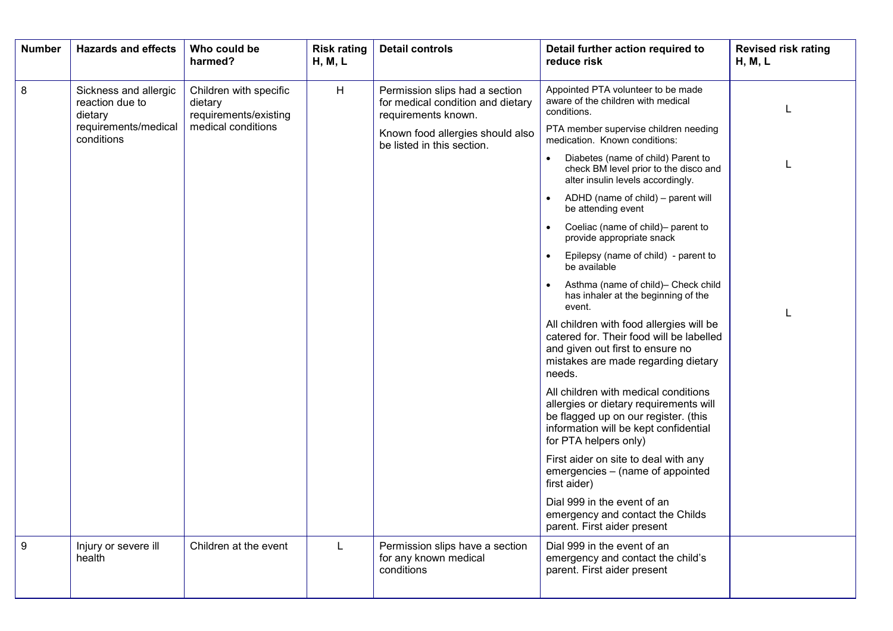| Number | Hazards and effects | Who could be harmed? | Risk rating H, M, L | Detail controls | Detail further action required to reduce risk | Revised risk rating H, M, L |
|---|---|---|---|---|---|---|
| 8 | Sickness and allergic reaction due to dietary requirements/medical conditions | Children with specific dietary requirements/existing medical conditions | H | Permission slips had a section for medical condition and dietary requirements known.<br><br>Known food allergies should also be listed in this section. | Appointed PTA volunteer to be made aware of the children with medical conditions.<br><br>PTA member supervise children needing medication. Known conditions:<br><br>• Diabetes (name of child) Parent to check BM level prior to the disco and alter insulin levels accordingly.<br>• ADHD (name of child) – parent will be attending event<br>• Coeliac (name of child)– parent to provide appropriate snack<br>• Epilepsy (name of child) - parent to be available<br>• Asthma (name of child)– Check child has inhaler at the beginning of the event.<br><br>All children with food allergies will be catered for. Their food will be labelled and given out first to ensure no mistakes are made regarding dietary needs.<br><br>All children with medical conditions allergies or dietary requirements will be flagged up on our register. (this information will be kept confidential for PTA helpers only)<br><br>First aider on site to deal with any emergencies – (name of appointed first aider)<br><br>Dial 999 in the event of an emergency and contact the Childs parent. First aider present | L<br><br>L<br><br>L |
| 9 | Injury or severe ill health | Children at the event | L | Permission slips have a section for any known medical conditions | Dial 999 in the event of an emergency and contact the child's parent. First aider present | |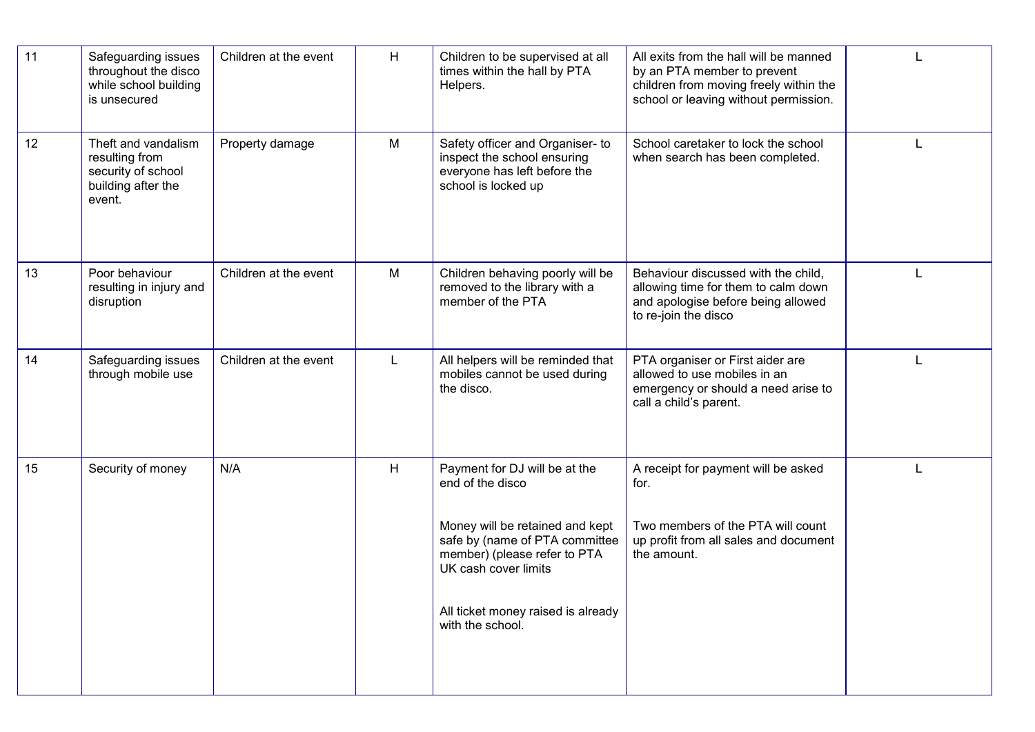| 11 | Safeguarding issues throughout the disco while school building is unsecured | Children at the event | H | Children to be supervised at all times within the hall by PTA Helpers. | All exits from the hall will be manned by an PTA member to prevent children from moving freely within the school or leaving without permission. | L |
|---|---|---|---|---|---|---|
| 12 | Theft and vandalism resulting from security of school building after the event. | Property damage | M | Safety officer and Organiser- to inspect the school ensuring everyone has left before the school is locked up | School caretaker to lock the school when search has been completed. | L |
| 13 | Poor behaviour resulting in injury and disruption | Children at the event | M | Children behaving poorly will be removed to the library with a member of the PTA | Behaviour discussed with the child, allowing time for them to calm down and apologise before being allowed to re-join the disco | L |
| 14 | Safeguarding issues through mobile use | Children at the event | L | All helpers will be reminded that mobiles cannot be used during the disco. | PTA organiser or First aider are allowed to use mobiles in an emergency or should a need arise to call a child's parent. | L |
| 15 | Security of money | N/A | H | Payment for DJ will be at the end of the disco<br><br>Money will be retained and kept safe by (name of PTA committee member) (please refer to PTA UK cash cover limits<br><br>All ticket money raised is already with the school. | A receipt for payment will be asked for.<br><br>Two members of the PTA will count up profit from all sales and document the amount. | L |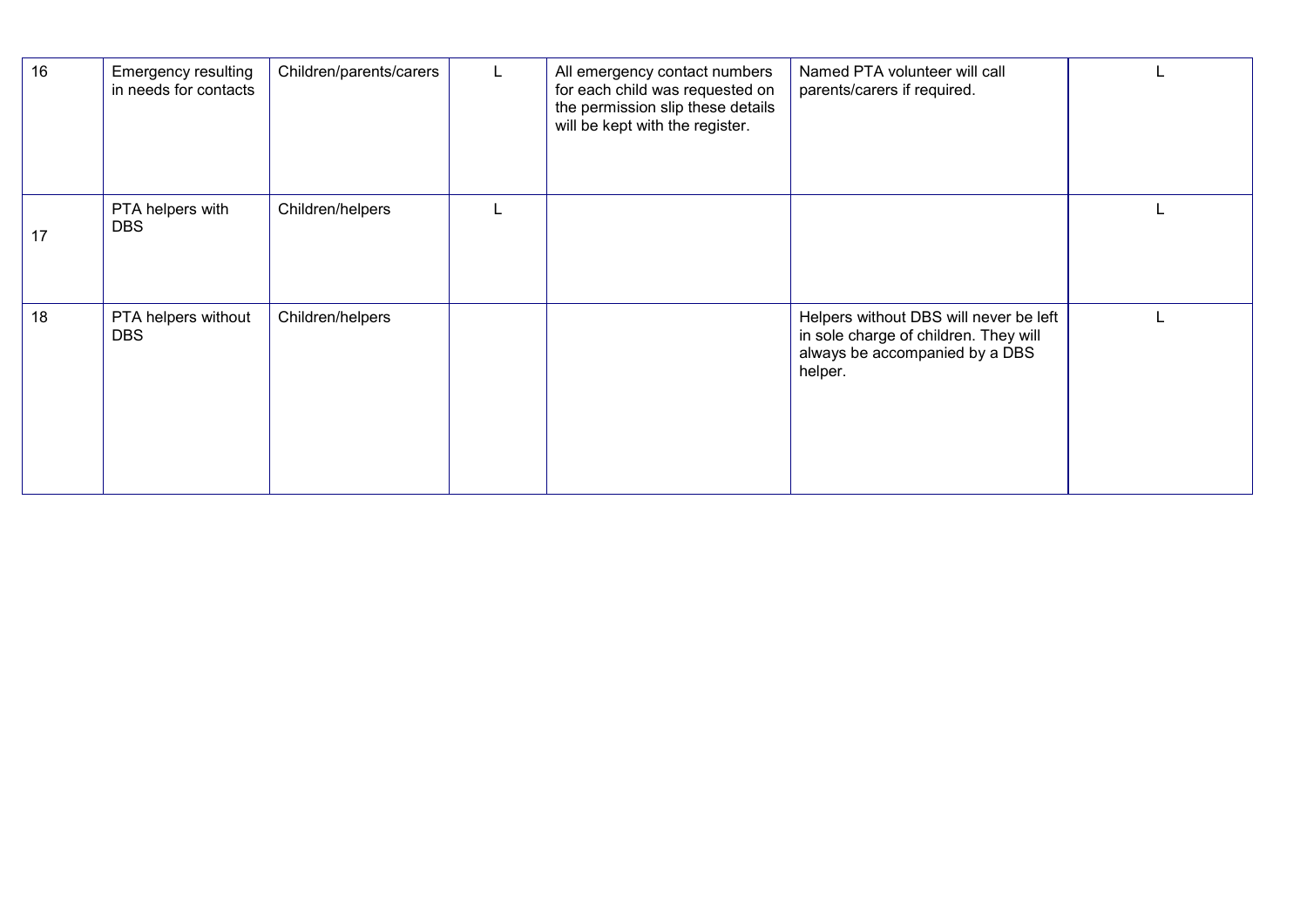| 16 | Emergency resulting in needs for contacts | Children/parents/carers | L | All emergency contact numbers for each child was requested on the permission slip these details will be kept with the register. | Named PTA volunteer will call parents/carers if required. | L |
|---|---|---|---|---|---|---|
| 17 | PTA helpers with DBS | Children/helpers | L | | | L |
| 18 | PTA helpers without DBS | Children/helpers | | | Helpers without DBS will never be left in sole charge of children. They will always be accompanied by a DBS helper. | L |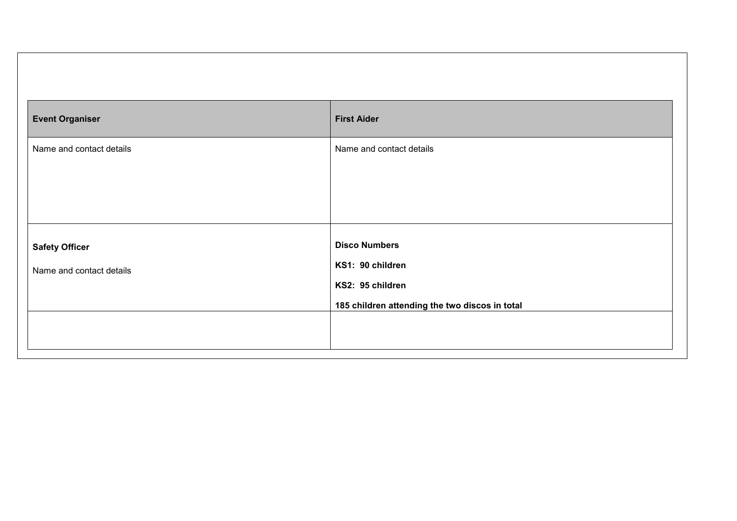| Event Organiser | First Aider |
|---|---|
| Name and contact details | Name and contact details |
| **Safety Officer**<br><br>Name and contact details | **Disco Numbers**<br><br>**KS1: 90 children**<br><br>**KS2: 95 children**<br><br>**185 children attending the two discos in total** |
| | |